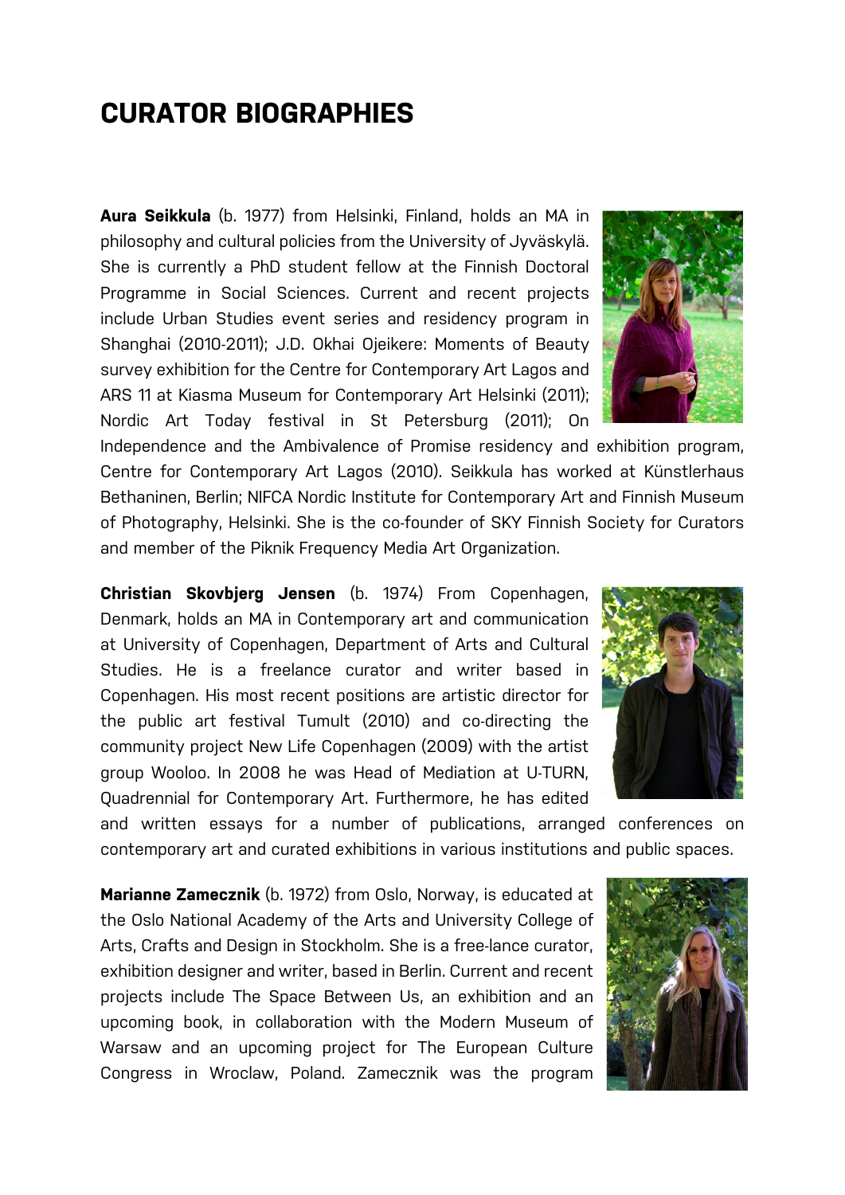# CURATOR BIOGRAPHIES

**Aura Seikkula** (b. 1977) from Helsinki, Finland, holds an MA in philosophy and cultural policies from the University of Jyväskylä. She is currently a PhD student fellow at the Finnish Doctoral Programme in Social Sciences. Current and recent projects include Urban Studies event series and residency program in Shanghai (2010-2011); J.D. Okhai Ojeikere: Moments of Beauty survey exhibition for the Centre for Contemporary Art Lagos and ARS 11 at Kiasma Museum for Contemporary Art Helsinki (2011); Nordic Art Today festival in St Petersburg (2011); On Independence and the Ambivalence of Promise residency and exhibition program, Centre for Contemporary Art Lagos (2010). Seikkula has worked at Künstlerhaus Bethaninen, Berlin; NIFCA Nordic Institute for Contemporary Art and Finnish Museum of Photography, Helsinki. She is the co-founder of SKY Finnish Society for Curators and member of the Piknik Frequency Media Art Organization.

**Christian Skovbjerg Jensen** (b. 1974) From Copenhagen, Denmark, holds an MA in Contemporary art and communication at University of Copenhagen, Department of Arts and Cultural Studies. He is a freelance curator and writer based in Copenhagen. His most recent positions are artistic director for the public art festival Tumult (2010) and co-directing the community project New Life Copenhagen (2009) with the artist group Wooloo. In 2008 he was Head of Mediation at U-TURN, Quadrennial for Contemporary Art. Furthermore, he has edited and written essays for a number of publications, arranged conferences on contemporary art and curated exhibitions in various institutions and public spaces.

**Marianne Zamecznik** (b. 1972) from Oslo, Norway, is educated at the Oslo National Academy of the Arts and University College of Arts, Crafts and Design in Stockholm. She is a free-lance curator, exhibition designer and writer, based in Berlin. Current and recent projects include The Space Between Us, an exhibition and an upcoming book, in collaboration with the Modern Museum of Warsaw and an upcoming project for The European Culture Congress in Wroclaw, Poland. Zamecznik was the program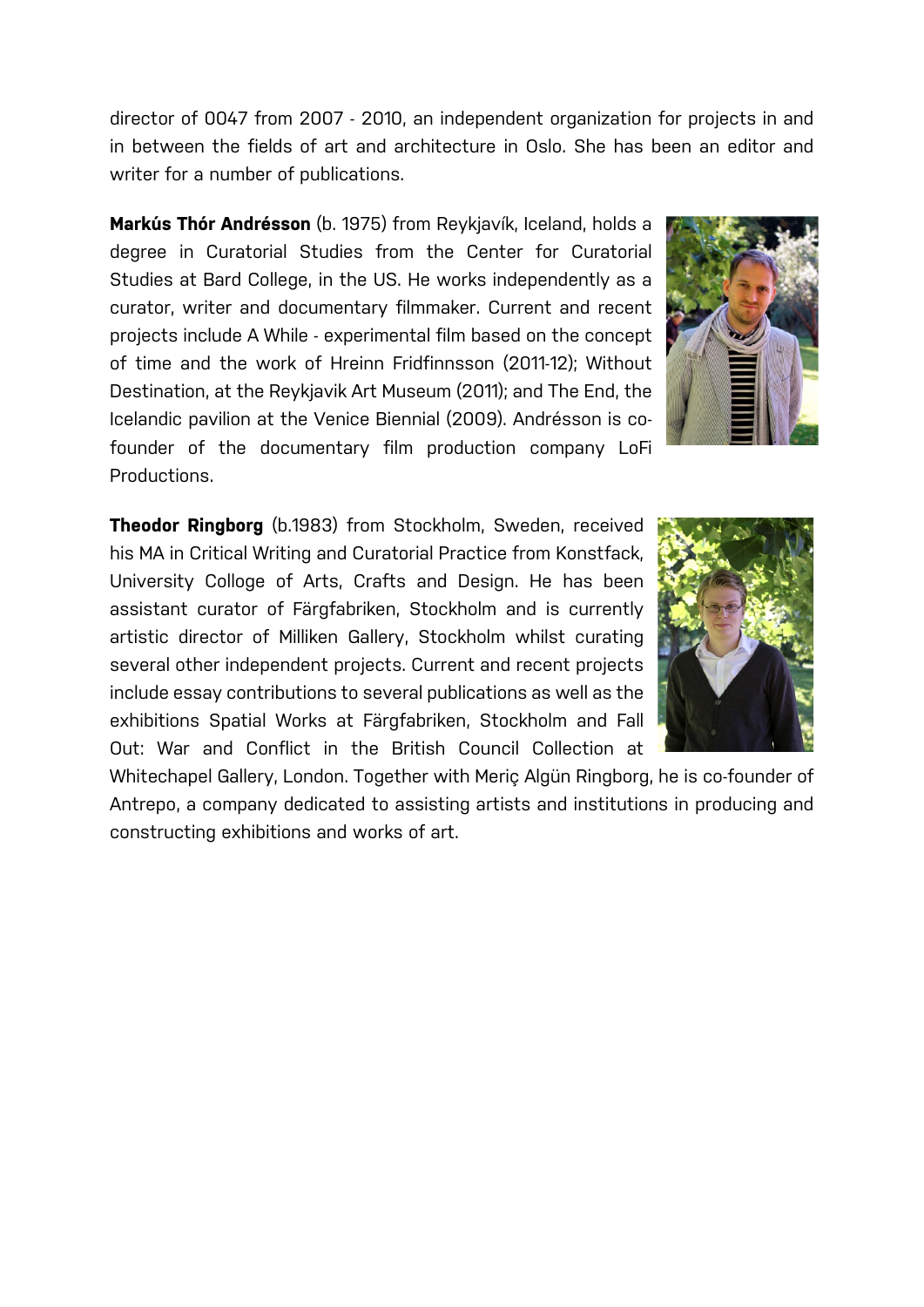director of 0047 from 2007 - 2010, an independent organization for projects in and in between the fields of art and architecture in Oslo. She has been an editor and writer for a number of publications.

**Markús Thór Andrésson** (b. 1975) from Reykjavík, Iceland, holds a degree in Curatorial Studies from the Center for Curatorial Studies at Bard College, in the US. He works independently as a curator, writer and documentary filmmaker. Current and recent projects include A While - experimental film based on the concept of time and the work of Hreinn Fridfinnsson (2011-12); Without Destination, at the Reykjavik Art Museum (2011); and The End, the Icelandic pavilion at the Venice Biennial (2009). Andrésson is co-founder of the documentary film production company LoFi Productions.

**Theodor Ringborg** (b.1983) from Stockholm, Sweden, received his MA in Critical Writing and Curatorial Practice from Konstfack, University Colloge of Arts, Crafts and Design. He has been assistant curator of Färgfabriken, Stockholm and is currently artistic director of Milliken Gallery, Stockholm whilst curating several other independent projects. Current and recent projects include essay contributions to several publications as well as the exhibitions Spatial Works at Färgfabriken, Stockholm and Fall Out: War and Conflict in the British Council Collection at Whitechapel Gallery, London. Together with Meriç Algün Ringborg, he is co-founder of Antrepo, a company dedicated to assisting artists and institutions in producing and constructing exhibitions and works of art.